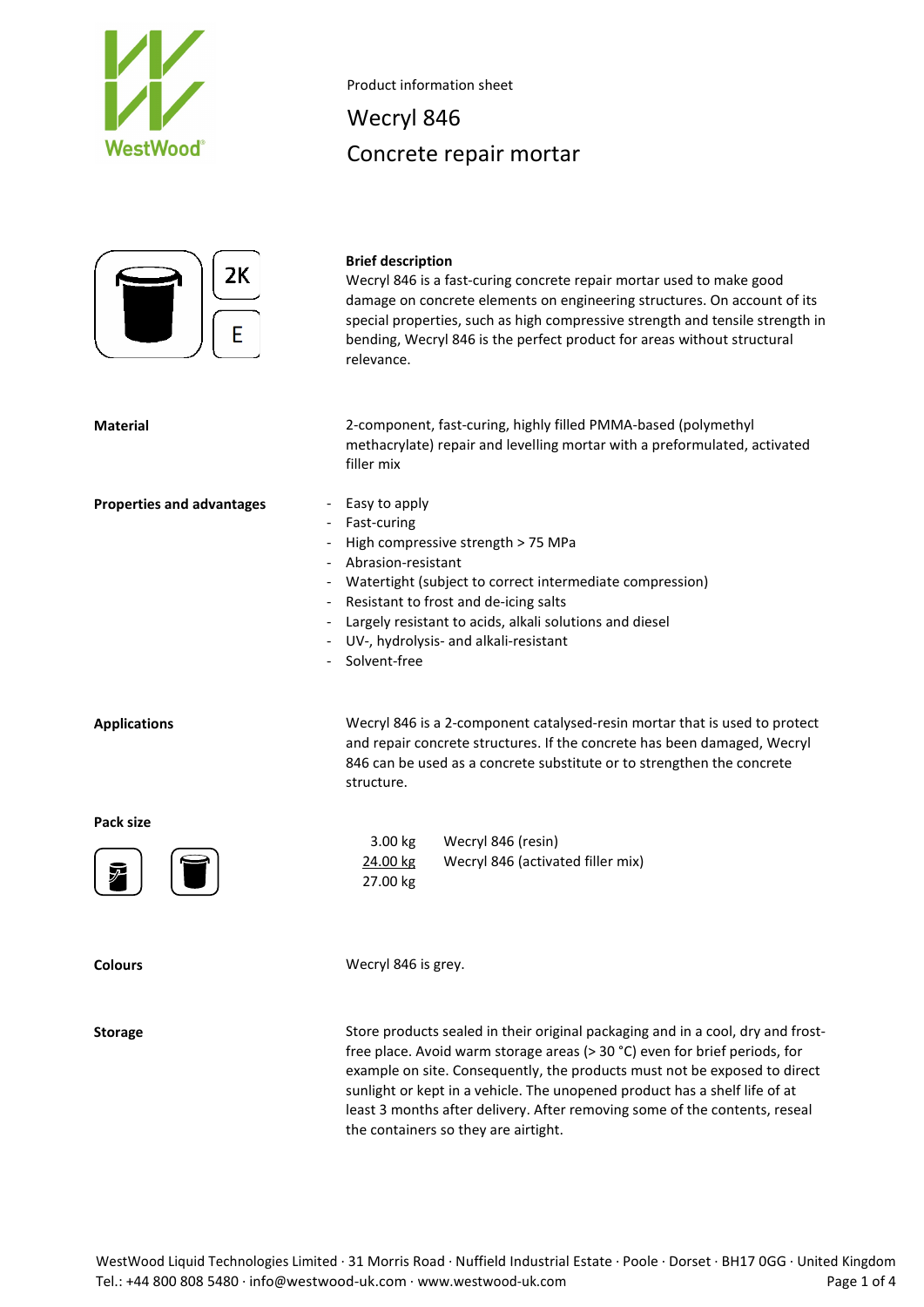Product information sheet

# Wecryl 846
## Concrete repair mortar

2K

E

**Brief description**

Wecryl 846 is a fast-curing concrete repair mortar used to make good damage on concrete elements on engineering structures. On account of its special properties, such as high compressive strength and tensile strength in bending, Wecryl 846 is the perfect product for areas without structural relevance.

**Material**

2-component, fast-curing, highly filled PMMA-based (polymethyl methacrylate) repair and levelling mortar with a preformulated, activated filler mix

**Properties and advantages**

- Easy to apply
- Fast-curing
- High compressive strength > 75 MPa
- Abrasion-resistant
- Watertight (subject to correct intermediate compression)
- Resistant to frost and de-icing salts
- Largely resistant to acids, alkali solutions and diesel
- UV-, hydrolysis- and alkali-resistant
- Solvent-free

**Applications**

Wecryl 846 is a 2-component catalysed-resin mortar that is used to protect and repair concrete structures. If the concrete has been damaged, Wecryl 846 can be used as a concrete substitute or to strengthen the concrete structure.

**Pack size**

| | |
|---|---|
| 3.00 kg | Wecryl 846 (resin) |
| 24.00 kg | Wecryl 846 (activated filler mix) |
| 27.00 kg | |

**Colours**

Wecryl 846 is grey.

**Storage**

Store products sealed in their original packaging and in a cool, dry and frost-free place. Avoid warm storage areas (> 30 °C) even for brief periods, for example on site. Consequently, the products must not be exposed to direct sunlight or kept in a vehicle. The unopened product has a shelf life of at least 3 months after delivery. After removing some of the contents, reseal the containers so they are airtight.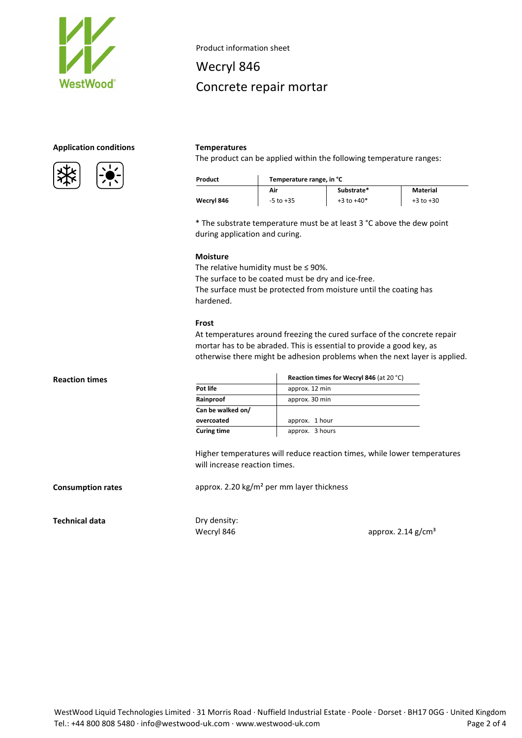Product information sheet

# Wecryl 846
# Concrete repair mortar

## Application conditions

### Temperatures

The product can be applied within the following temperature ranges:

| Product | Temperature range, in °C | | |
|---|---|---|---|
| | Air | Substrate* | Material |
| Wecryl 846 | -5 to +35 | +3 to +40* | +3 to +30 |

* The substrate temperature must be at least 3 °C above the dew point during application and curing.

### Moisture

The relative humidity must be ≤ 90%.
The surface to be coated must be dry and ice-free.
The surface must be protected from moisture until the coating has hardened.

### Frost

At temperatures around freezing the cured surface of the concrete repair mortar has to be abraded. This is essential to provide a good key, as otherwise there might be adhesion problems when the next layer is applied.

## Reaction times

| | Reaction times for Wecryl 846 (at 20 °C) |
|---|---|
| Pot life | approx. 12 min |
| Rainproof | approx. 30 min |
| Can be walked on/ overcoated | approx. 1 hour |
| Curing time | approx. 3 hours |

Higher temperatures will reduce reaction times, while lower temperatures will increase reaction times.

## Consumption rates

approx. 2.20 kg/m² per mm layer thickness

## Technical data

Dry density:

Wecryl 846 approx. 2.14 g/cm³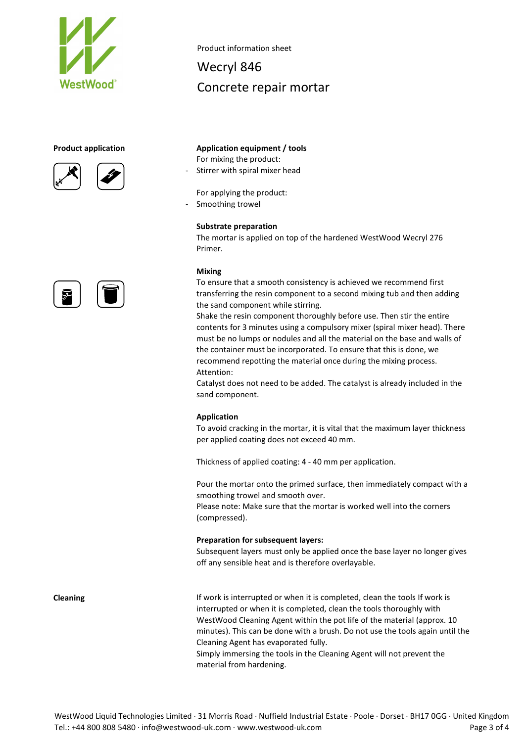Product information sheet

# Wecryl 846

# Concrete repair mortar

## Product application

### Application equipment / tools

For mixing the product:

- Stirrer with spiral mixer head

For applying the product:

- Smoothing trowel

### Substrate preparation

The mortar is applied on top of the hardened WestWood Wecryl 276 Primer.

### Mixing

To ensure that a smooth consistency is achieved we recommend first transferring the resin component to a second mixing tub and then adding the sand component while stirring.
Shake the resin component thoroughly before use. Then stir the entire contents for 3 minutes using a compulsory mixer (spiral mixer head). There must be no lumps or nodules and all the material on the base and walls of the container must be incorporated. To ensure that this is done, we recommend repotting the material once during the mixing process.
Attention:
Catalyst does not need to be added. The catalyst is already included in the sand component.

### Application

To avoid cracking in the mortar, it is vital that the maximum layer thickness per applied coating does not exceed 40 mm.

Thickness of applied coating: 4 - 40 mm per application.

Pour the mortar onto the primed surface, then immediately compact with a smoothing trowel and smooth over.
Please note: Make sure that the mortar is worked well into the corners (compressed).

### Preparation for subsequent layers:

Subsequent layers must only be applied once the base layer no longer gives off any sensible heat and is therefore overlayable.

## Cleaning

If work is interrupted or when it is completed, clean the tools If work is interrupted or when it is completed, clean the tools thoroughly with WestWood Cleaning Agent within the pot life of the material (approx. 10 minutes). This can be done with a brush. Do not use the tools again until the Cleaning Agent has evaporated fully.
Simply immersing the tools in the Cleaning Agent will not prevent the material from hardening.

WestWood Liquid Technologies Limited · 31 Morris Road · Nuffield Industrial Estate · Poole · Dorset · BH17 0GG · United Kingdom
Tel.: +44 800 808 5480 · info@westwood-uk.com · www.westwood-uk.com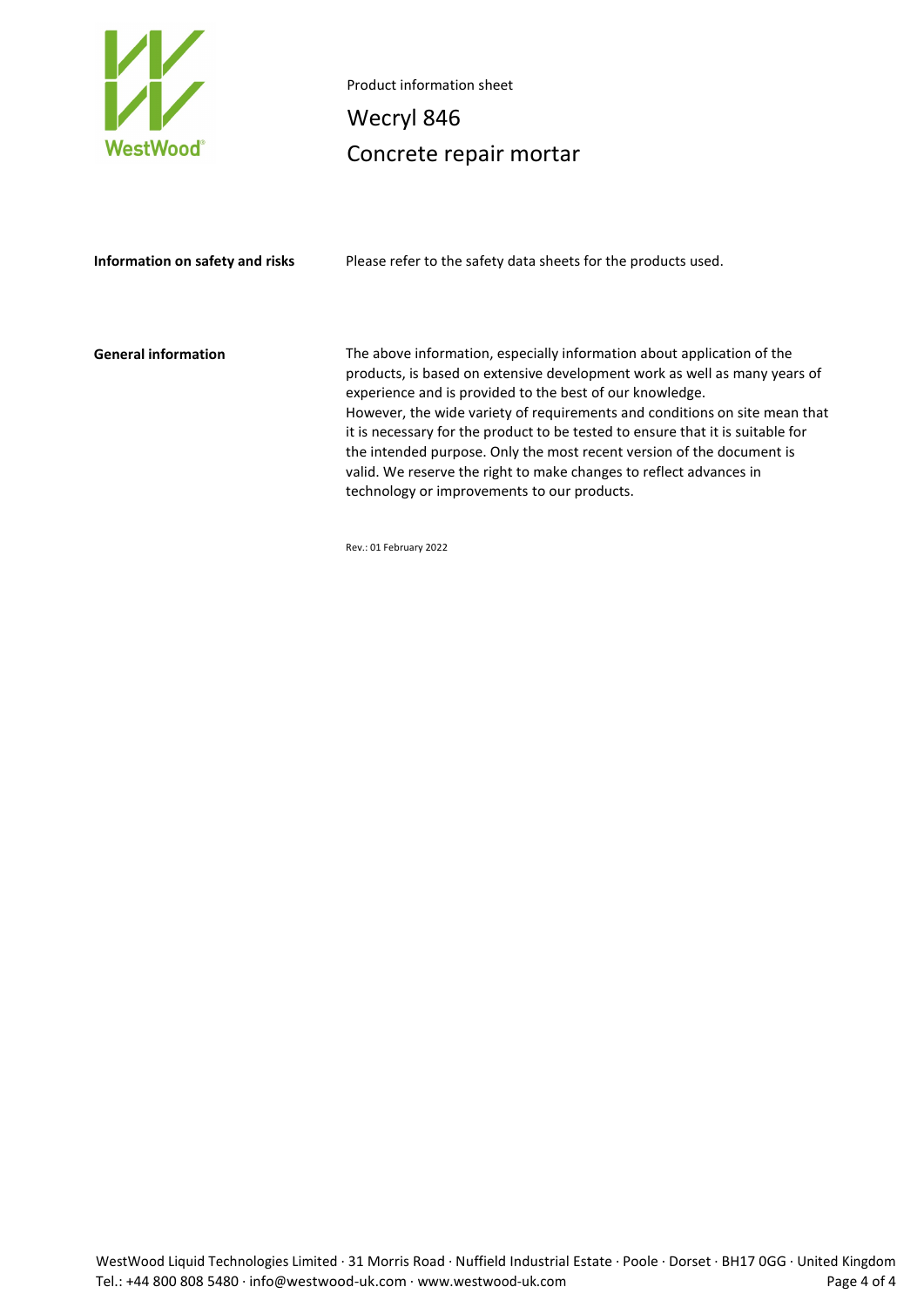Product information sheet

# Wecryl 846

## Concrete repair mortar

**Information on safety and risks**

Please refer to the safety data sheets for the products used.

**General information**

The above information, especially information about application of the products, is based on extensive development work as well as many years of experience and is provided to the best of our knowledge.
However, the wide variety of requirements and conditions on site mean that it is necessary for the product to be tested to ensure that it is suitable for the intended purpose. Only the most recent version of the document is valid. We reserve the right to make changes to reflect advances in technology or improvements to our products.

Rev.: 01 February 2022

WestWood Liquid Technologies Limited · 31 Morris Road · Nuffield Industrial Estate · Poole · Dorset · BH17 0GG · United Kingdom
Tel.: +44 800 808 5480 · info@westwood-uk.com · www.westwood-uk.com